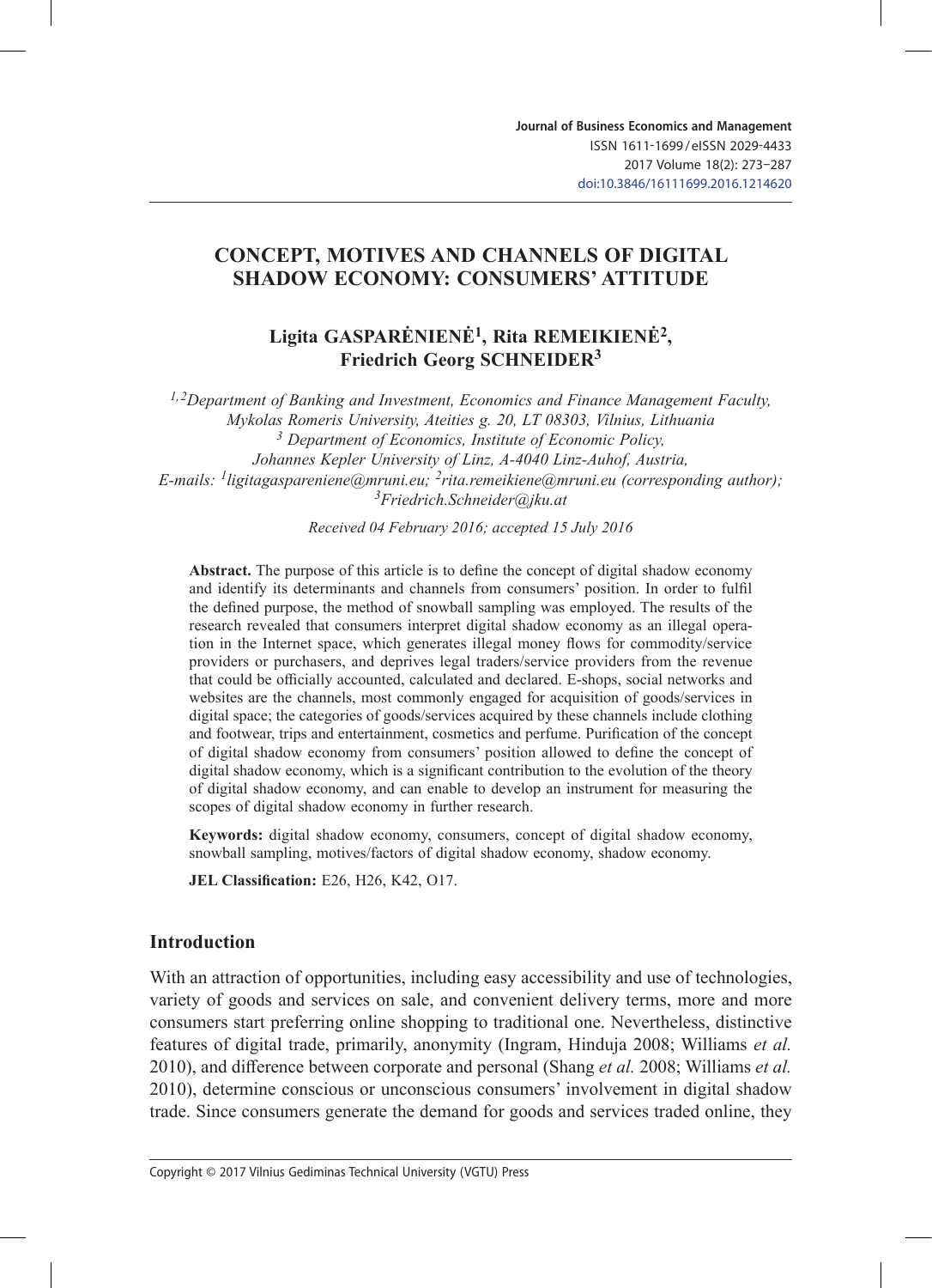Journal of Business Economics and Management
ISSN 1611-1699 / eISSN 2029-4433
2017 Volume 18(2): 273–287
doi:10.3846/16111699.2016.1214620

# CONCEPT, MOTIVES AND CHANNELS OF DIGITAL SHADOW ECONOMY: CONSUMERS' ATTITUDE

**Ligita GASPARĖNIENĖ[1], Rita REMEIKIENĖ[2], Friedrich Georg SCHNEIDER[3]**

[1,2]*Department of Banking and Investment, Economics and Finance Management Faculty, Mykolas Romeris University, Ateities g. 20, LT 08303, Vilnius, Lithuania*
[3] *Department of Economics, Institute of Economic Policy, Johannes Kepler University of Linz, A-4040 Linz-Auhof, Austria,*
*E-mails:* [1]*ligitagaspareniene@mruni.eu;* [2]*rita.remeikiene@mruni.eu (corresponding author);* [3]*Friedrich.Schneider@jku.at*

*Received 04 February 2016; accepted 15 July 2016*

**Abstract.** The purpose of this article is to define the concept of digital shadow economy and identify its determinants and channels from consumers' position. In order to fulfil the defined purpose, the method of snowball sampling was employed. The results of the research revealed that consumers interpret digital shadow economy as an illegal operation in the Internet space, which generates illegal money flows for commodity/service providers or purchasers, and deprives legal traders/service providers from the revenue that could be officially accounted, calculated and declared. E-shops, social networks and websites are the channels, most commonly engaged for acquisition of goods/services in digital space; the categories of goods/services acquired by these channels include clothing and footwear, trips and entertainment, cosmetics and perfume. Purification of the concept of digital shadow economy from consumers' position allowed to define the concept of digital shadow economy, which is a significant contribution to the evolution of the theory of digital shadow economy, and can enable to develop an instrument for measuring the scopes of digital shadow economy in further research.

**Keywords:** digital shadow economy, consumers, concept of digital shadow economy, snowball sampling, motives/factors of digital shadow economy, shadow economy.

**JEL Classification:** E26, H26, K42, O17.

## Introduction

With an attraction of opportunities, including easy accessibility and use of technologies, variety of goods and services on sale, and convenient delivery terms, more and more consumers start preferring online shopping to traditional one. Nevertheless, distinctive features of digital trade, primarily, anonymity (Ingram, Hinduja 2008; Williams *et al.* 2010), and difference between corporate and personal (Shang *et al.* 2008; Williams *et al.* 2010), determine conscious or unconscious consumers' involvement in digital shadow trade. Since consumers generate the demand for goods and services traded online, they

Copyright © 2017 Vilnius Gediminas Technical University (VGTU) Press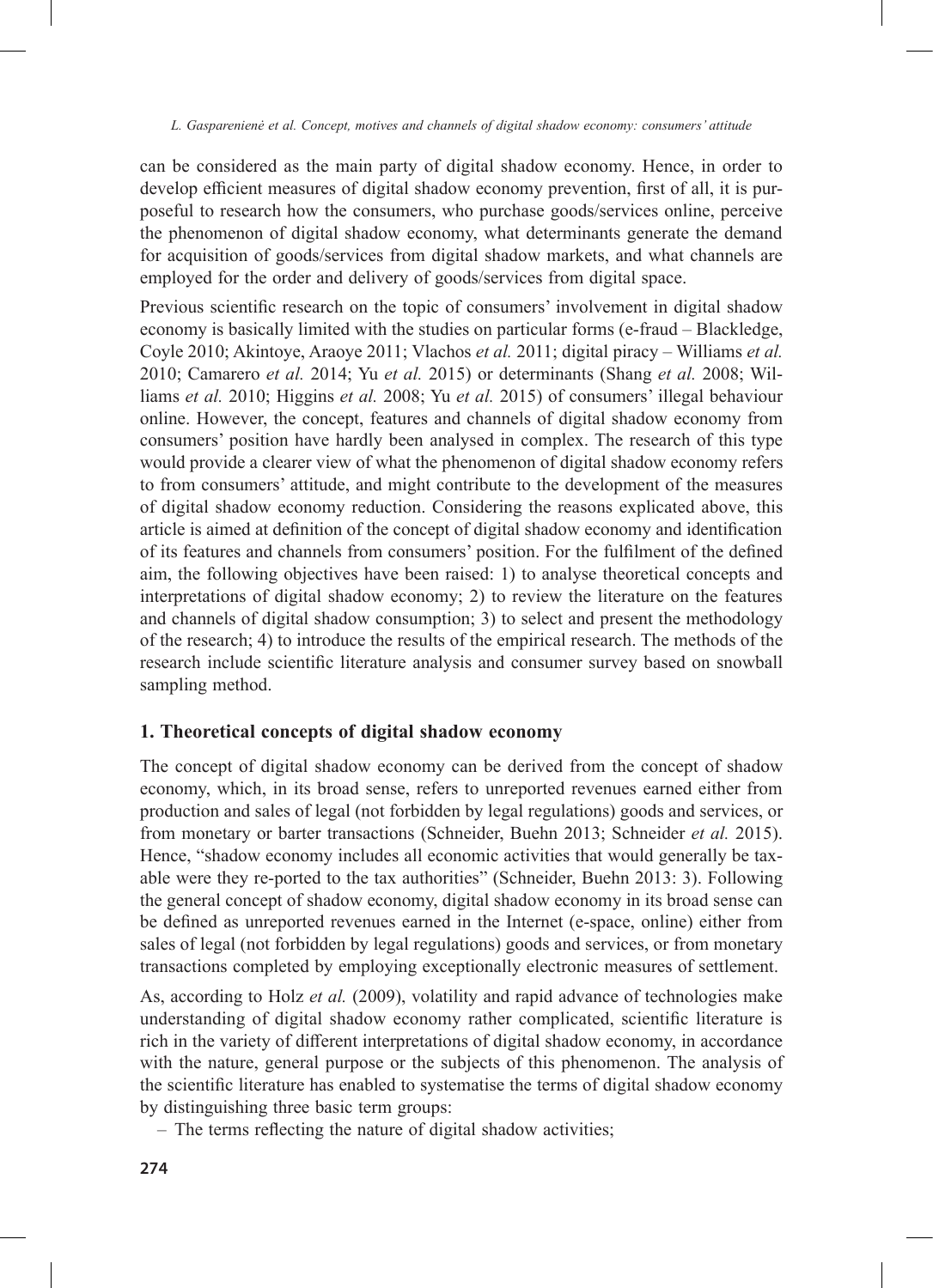can be considered as the main party of digital shadow economy. Hence, in order to develop efficient measures of digital shadow economy prevention, first of all, it is purposeful to research how the consumers, who purchase goods/services online, perceive the phenomenon of digital shadow economy, what determinants generate the demand for acquisition of goods/services from digital shadow markets, and what channels are employed for the order and delivery of goods/services from digital space.

Previous scientific research on the topic of consumers' involvement in digital shadow economy is basically limited with the studies on particular forms (e-fraud – Blackledge, Coyle 2010; Akintoye, Araoye 2011; Vlachos *et al.* 2011; digital piracy – Williams *et al.* 2010; Camarero *et al.* 2014; Yu *et al.* 2015) or determinants (Shang *et al.* 2008; Williams *et al.* 2010; Higgins *et al.* 2008; Yu *et al.* 2015) of consumers' illegal behaviour online. However, the concept, features and channels of digital shadow economy from consumers' position have hardly been analysed in complex. The research of this type would provide a clearer view of what the phenomenon of digital shadow economy refers to from consumers' attitude, and might contribute to the development of the measures of digital shadow economy reduction. Considering the reasons explicated above, this article is aimed at definition of the concept of digital shadow economy and identification of its features and channels from consumers' position. For the fulfilment of the defined aim, the following objectives have been raised: 1) to analyse theoretical concepts and interpretations of digital shadow economy; 2) to review the literature on the features and channels of digital shadow consumption; 3) to select and present the methodology of the research; 4) to introduce the results of the empirical research. The methods of the research include scientific literature analysis and consumer survey based on snowball sampling method.

## 1. Theoretical concepts of digital shadow economy

The concept of digital shadow economy can be derived from the concept of shadow economy, which, in its broad sense, refers to unreported revenues earned either from production and sales of legal (not forbidden by legal regulations) goods and services, or from monetary or barter transactions (Schneider, Buehn 2013; Schneider *et al.* 2015). Hence, "shadow economy includes all economic activities that would generally be taxable were they re-ported to the tax authorities" (Schneider, Buehn 2013: 3). Following the general concept of shadow economy, digital shadow economy in its broad sense can be defined as unreported revenues earned in the Internet (e-space, online) either from sales of legal (not forbidden by legal regulations) goods and services, or from monetary transactions completed by employing exceptionally electronic measures of settlement.

As, according to Holz *et al.* (2009), volatility and rapid advance of technologies make understanding of digital shadow economy rather complicated, scientific literature is rich in the variety of different interpretations of digital shadow economy, in accordance with the nature, general purpose or the subjects of this phenomenon. The analysis of the scientific literature has enabled to systematise the terms of digital shadow economy by distinguishing three basic term groups:

– The terms reflecting the nature of digital shadow activities;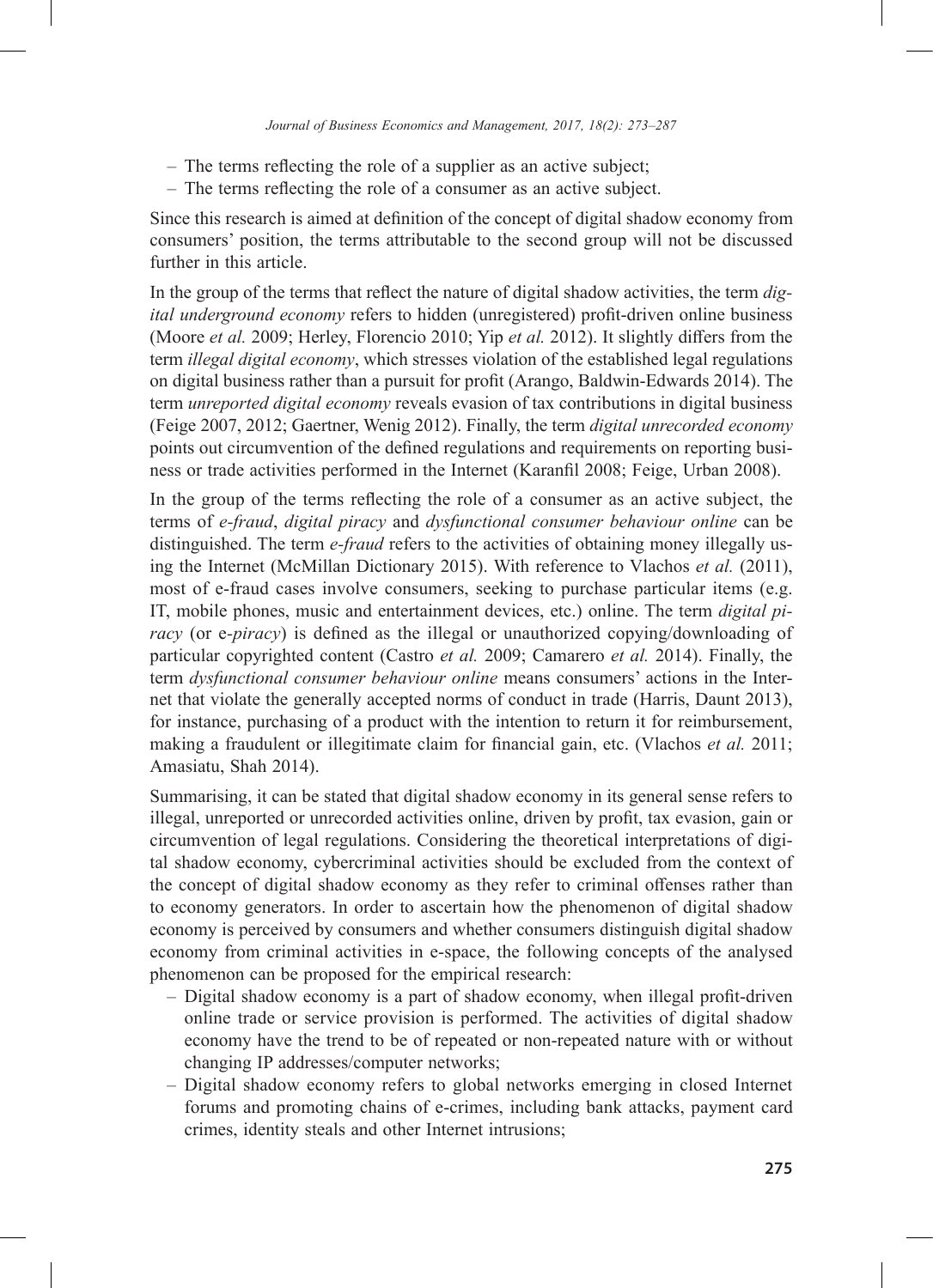- The terms reflecting the role of a supplier as an active subject;
- The terms reflecting the role of a consumer as an active subject.

Since this research is aimed at definition of the concept of digital shadow economy from consumers' position, the terms attributable to the second group will not be discussed further in this article.

In the group of the terms that reflect the nature of digital shadow activities, the term *digital underground economy* refers to hidden (unregistered) profit-driven online business (Moore *et al.* 2009; Herley, Florencio 2010; Yip *et al.* 2012). It slightly differs from the term *illegal digital economy*, which stresses violation of the established legal regulations on digital business rather than a pursuit for profit (Arango, Baldwin-Edwards 2014). The term *unreported digital economy* reveals evasion of tax contributions in digital business (Feige 2007, 2012; Gaertner, Wenig 2012). Finally, the term *digital unrecorded economy* points out circumvention of the defined regulations and requirements on reporting business or trade activities performed in the Internet (Karanfil 2008; Feige, Urban 2008).

In the group of the terms reflecting the role of a consumer as an active subject, the terms of *e-fraud*, *digital piracy* and *dysfunctional consumer behaviour online* can be distinguished. The term *e-fraud* refers to the activities of obtaining money illegally using the Internet (McMillan Dictionary 2015). With reference to Vlachos *et al.* (2011), most of e-fraud cases involve consumers, seeking to purchase particular items (e.g. IT, mobile phones, music and entertainment devices, etc.) online. The term *digital piracy* (or *e-piracy*) is defined as the illegal or unauthorized copying/downloading of particular copyrighted content (Castro *et al.* 2009; Camarero *et al.* 2014). Finally, the term *dysfunctional consumer behaviour online* means consumers' actions in the Internet that violate the generally accepted norms of conduct in trade (Harris, Daunt 2013), for instance, purchasing of a product with the intention to return it for reimbursement, making a fraudulent or illegitimate claim for financial gain, etc. (Vlachos *et al.* 2011; Amasiatu, Shah 2014).

Summarising, it can be stated that digital shadow economy in its general sense refers to illegal, unreported or unrecorded activities online, driven by profit, tax evasion, gain or circumvention of legal regulations. Considering the theoretical interpretations of digital shadow economy, cybercriminal activities should be excluded from the context of the concept of digital shadow economy as they refer to criminal offenses rather than to economy generators. In order to ascertain how the phenomenon of digital shadow economy is perceived by consumers and whether consumers distinguish digital shadow economy from criminal activities in e-space, the following concepts of the analysed phenomenon can be proposed for the empirical research:

- Digital shadow economy is a part of shadow economy, when illegal profit-driven online trade or service provision is performed. The activities of digital shadow economy have the trend to be of repeated or non-repeated nature with or without changing IP addresses/computer networks;
- Digital shadow economy refers to global networks emerging in closed Internet forums and promoting chains of e-crimes, including bank attacks, payment card crimes, identity steals and other Internet intrusions;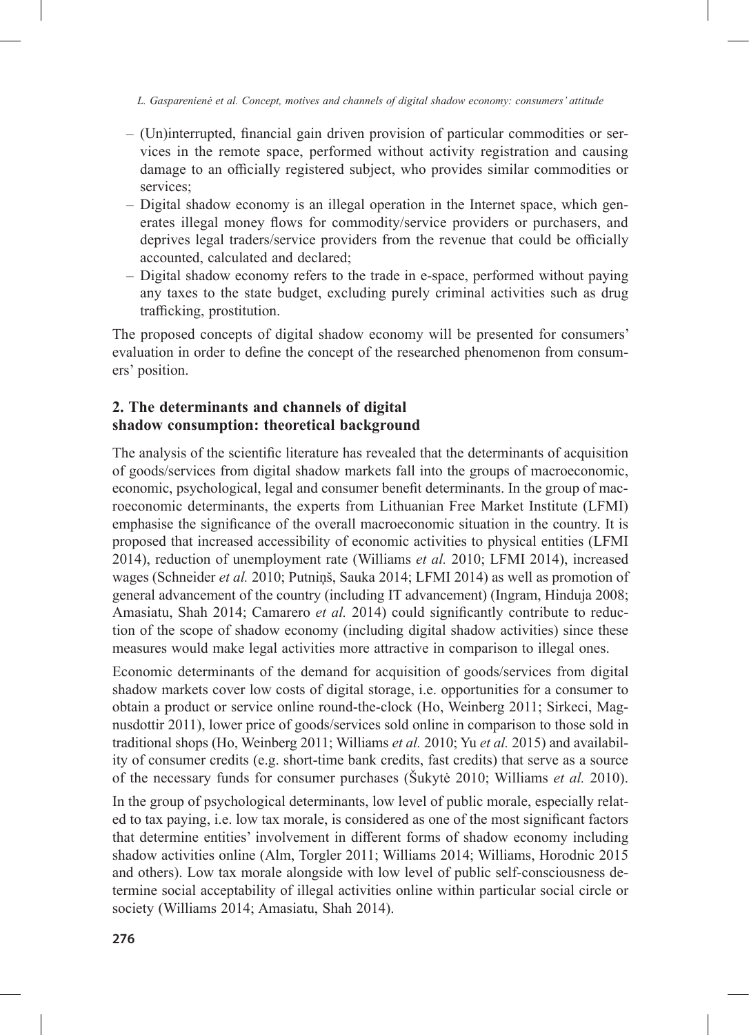- (Un)interrupted, financial gain driven provision of particular commodities or services in the remote space, performed without activity registration and causing damage to an officially registered subject, who provides similar commodities or services;
- Digital shadow economy is an illegal operation in the Internet space, which generates illegal money flows for commodity/service providers or purchasers, and deprives legal traders/service providers from the revenue that could be officially accounted, calculated and declared;
- Digital shadow economy refers to the trade in e-space, performed without paying any taxes to the state budget, excluding purely criminal activities such as drug trafficking, prostitution.

The proposed concepts of digital shadow economy will be presented for consumers' evaluation in order to define the concept of the researched phenomenon from consumers' position.

## 2. The determinants and channels of digital shadow consumption: theoretical background

The analysis of the scientific literature has revealed that the determinants of acquisition of goods/services from digital shadow markets fall into the groups of macroeconomic, economic, psychological, legal and consumer benefit determinants. In the group of macroeconomic determinants, the experts from Lithuanian Free Market Institute (LFMI) emphasise the significance of the overall macroeconomic situation in the country. It is proposed that increased accessibility of economic activities to physical entities (LFMI 2014), reduction of unemployment rate (Williams *et al.* 2010; LFMI 2014), increased wages (Schneider *et al.* 2010; Putniņš, Sauka 2014; LFMI 2014) as well as promotion of general advancement of the country (including IT advancement) (Ingram, Hinduja 2008; Amasiatu, Shah 2014; Camarero *et al.* 2014) could significantly contribute to reduction of the scope of shadow economy (including digital shadow activities) since these measures would make legal activities more attractive in comparison to illegal ones.

Economic determinants of the demand for acquisition of goods/services from digital shadow markets cover low costs of digital storage, i.e. opportunities for a consumer to obtain a product or service online round-the-clock (Ho, Weinberg 2011; Sirkeci, Magnusdottir 2011), lower price of goods/services sold online in comparison to those sold in traditional shops (Ho, Weinberg 2011; Williams *et al.* 2010; Yu *et al.* 2015) and availability of consumer credits (e.g. short-time bank credits, fast credits) that serve as a source of the necessary funds for consumer purchases (Šukytė 2010; Williams *et al.* 2010).

In the group of psychological determinants, low level of public morale, especially related to tax paying, i.e. low tax morale, is considered as one of the most significant factors that determine entities' involvement in different forms of shadow economy including shadow activities online (Alm, Torgler 2011; Williams 2014; Williams, Horodnic 2015 and others). Low tax morale alongside with low level of public self-consciousness determine social acceptability of illegal activities online within particular social circle or society (Williams 2014; Amasiatu, Shah 2014).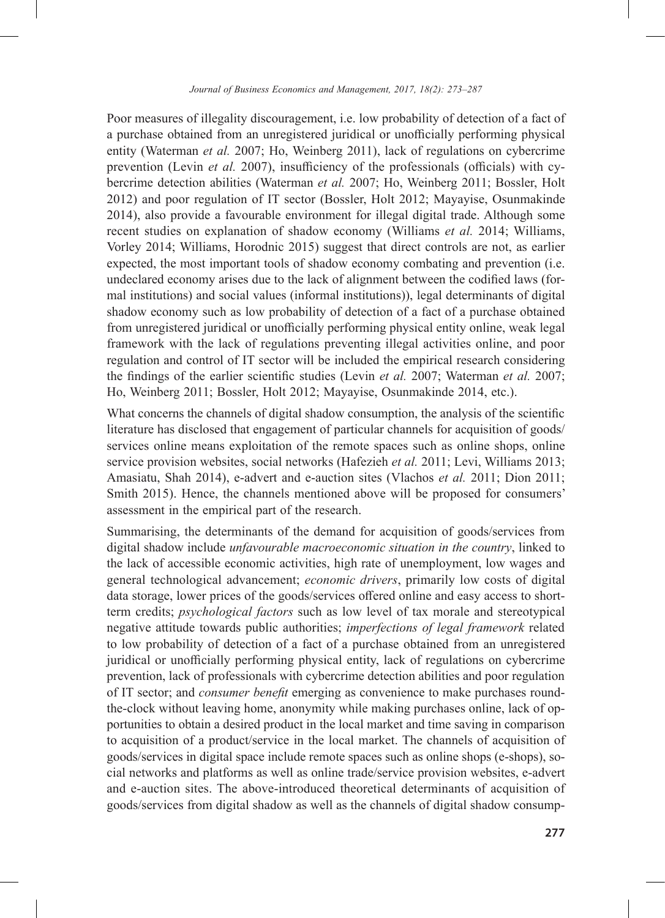Poor measures of illegality discouragement, i.e. low probability of detection of a fact of a purchase obtained from an unregistered juridical or unofficially performing physical entity (Waterman *et al.* 2007; Ho, Weinberg 2011), lack of regulations on cybercrime prevention (Levin *et al.* 2007), insufficiency of the professionals (officials) with cybercrime detection abilities (Waterman *et al.* 2007; Ho, Weinberg 2011; Bossler, Holt 2012) and poor regulation of IT sector (Bossler, Holt 2012; Mayayise, Osunmakinde 2014), also provide a favourable environment for illegal digital trade. Although some recent studies on explanation of shadow economy (Williams *et al.* 2014; Williams, Vorley 2014; Williams, Horodnic 2015) suggest that direct controls are not, as earlier expected, the most important tools of shadow economy combating and prevention (i.e. undeclared economy arises due to the lack of alignment between the codified laws (formal institutions) and social values (informal institutions)), legal determinants of digital shadow economy such as low probability of detection of a fact of a purchase obtained from unregistered juridical or unofficially performing physical entity online, weak legal framework with the lack of regulations preventing illegal activities online, and poor regulation and control of IT sector will be included the empirical research considering the findings of the earlier scientific studies (Levin *et al.* 2007; Waterman *et al.* 2007; Ho, Weinberg 2011; Bossler, Holt 2012; Mayayise, Osunmakinde 2014, etc.).

What concerns the channels of digital shadow consumption, the analysis of the scientific literature has disclosed that engagement of particular channels for acquisition of goods/services online means exploitation of the remote spaces such as online shops, online service provision websites, social networks (Hafezieh *et al.* 2011; Levi, Williams 2013; Amasiatu, Shah 2014), e-advert and e-auction sites (Vlachos *et al.* 2011; Dion 2011; Smith 2015). Hence, the channels mentioned above will be proposed for consumers' assessment in the empirical part of the research.

Summarising, the determinants of the demand for acquisition of goods/services from digital shadow include *unfavourable macroeconomic situation in the country*, linked to the lack of accessible economic activities, high rate of unemployment, low wages and general technological advancement; *economic drivers*, primarily low costs of digital data storage, lower prices of the goods/services offered online and easy access to short-term credits; *psychological factors* such as low level of tax morale and stereotypical negative attitude towards public authorities; *imperfections of legal framework* related to low probability of detection of a fact of a purchase obtained from an unregistered juridical or unofficially performing physical entity, lack of regulations on cybercrime prevention, lack of professionals with cybercrime detection abilities and poor regulation of IT sector; and *consumer benefit* emerging as convenience to make purchases round-the-clock without leaving home, anonymity while making purchases online, lack of opportunities to obtain a desired product in the local market and time saving in comparison to acquisition of a product/service in the local market. The channels of acquisition of goods/services in digital space include remote spaces such as online shops (e-shops), social networks and platforms as well as online trade/service provision websites, e-advert and e-auction sites. The above-introduced theoretical determinants of acquisition of goods/services from digital shadow as well as the channels of digital shadow consump-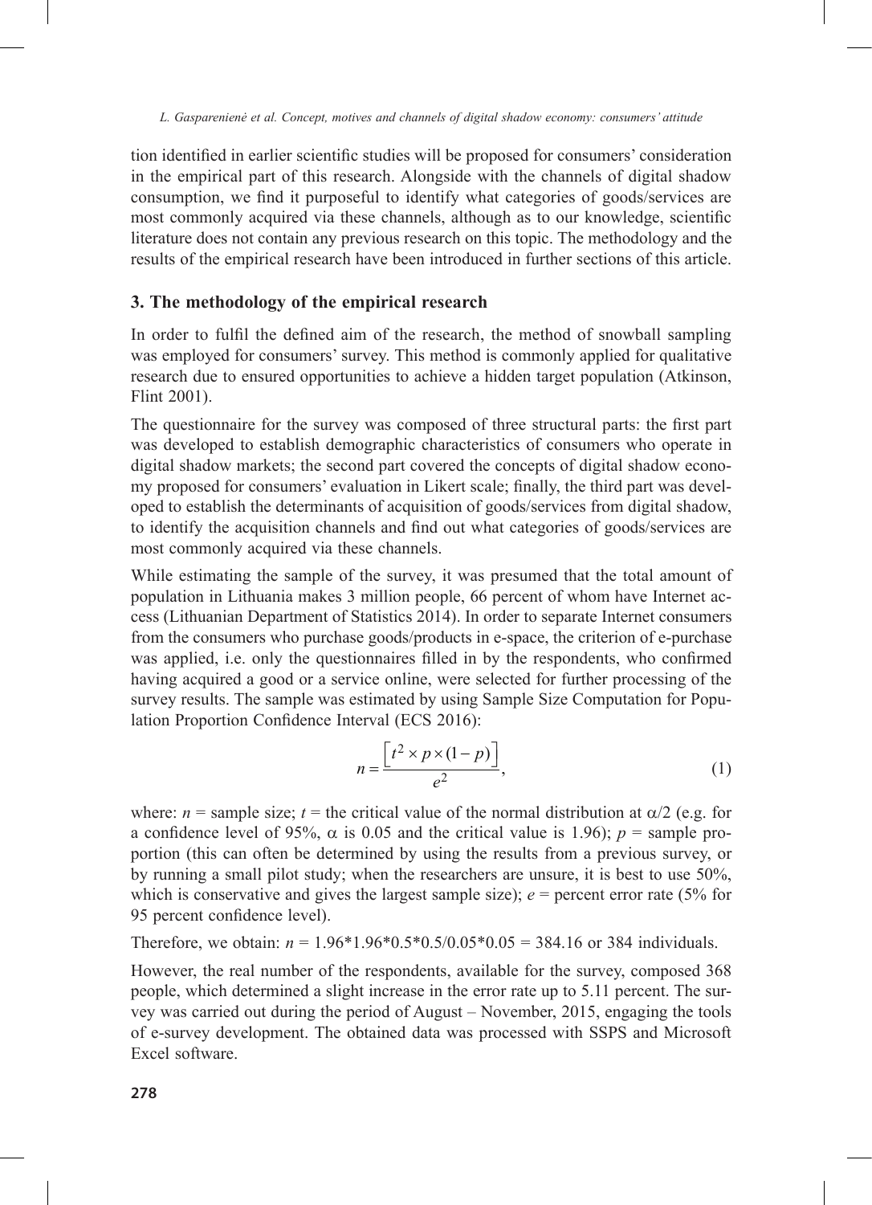tion identified in earlier scientific studies will be proposed for consumers' consideration in the empirical part of this research. Alongside with the channels of digital shadow consumption, we find it purposeful to identify what categories of goods/services are most commonly acquired via these channels, although as to our knowledge, scientific literature does not contain any previous research on this topic. The methodology and the results of the empirical research have been introduced in further sections of this article.

## 3. The methodology of the empirical research

In order to fulfil the defined aim of the research, the method of snowball sampling was employed for consumers' survey. This method is commonly applied for qualitative research due to ensured opportunities to achieve a hidden target population (Atkinson, Flint 2001).

The questionnaire for the survey was composed of three structural parts: the first part was developed to establish demographic characteristics of consumers who operate in digital shadow markets; the second part covered the concepts of digital shadow economy proposed for consumers' evaluation in Likert scale; finally, the third part was developed to establish the determinants of acquisition of goods/services from digital shadow, to identify the acquisition channels and find out what categories of goods/services are most commonly acquired via these channels.

While estimating the sample of the survey, it was presumed that the total amount of population in Lithuania makes 3 million people, 66 percent of whom have Internet access (Lithuanian Department of Statistics 2014). In order to separate Internet consumers from the consumers who purchase goods/products in e-space, the criterion of e-purchase was applied, i.e. only the questionnaires filled in by the respondents, who confirmed having acquired a good or a service online, were selected for further processing of the survey results. The sample was estimated by using Sample Size Computation for Population Proportion Confidence Interval (ECS 2016):

$$n = \frac{\left[t^2 \times p \times (1-p)\right]}{e^2}, \tag{1}$$

where: $n$ = sample size; $t$ = the critical value of the normal distribution at $\alpha/2$ (e.g. for a confidence level of 95%, $\alpha$ is 0.05 and the critical value is 1.96); $p$ = sample proportion (this can often be determined by using the results from a previous survey, or by running a small pilot study; when the researchers are unsure, it is best to use 50%, which is conservative and gives the largest sample size); $e$ = percent error rate (5% for 95 percent confidence level).

Therefore, we obtain: $n = 1.96*1.96*0.5*0.5/0.05*0.05 = 384.16$ or 384 individuals.

However, the real number of the respondents, available for the survey, composed 368 people, which determined a slight increase in the error rate up to 5.11 percent. The survey was carried out during the period of August – November, 2015, engaging the tools of e-survey development. The obtained data was processed with SSPS and Microsoft Excel software.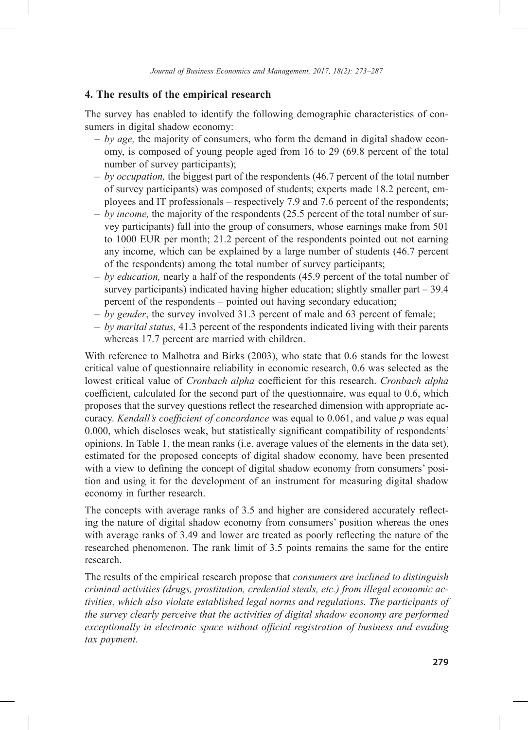## 4. The results of the empirical research

The survey has enabled to identify the following demographic characteristics of consumers in digital shadow economy:

- *by age,* the majority of consumers, who form the demand in digital shadow economy, is composed of young people aged from 16 to 29 (69.8 percent of the total number of survey participants);
- *by occupation,* the biggest part of the respondents (46.7 percent of the total number of survey participants) was composed of students; experts made 18.2 percent, employees and IT professionals – respectively 7.9 and 7.6 percent of the respondents;
- *by income,* the majority of the respondents (25.5 percent of the total number of survey participants) fall into the group of consumers, whose earnings make from 501 to 1000 EUR per month; 21.2 percent of the respondents pointed out not earning any income, which can be explained by a large number of students (46.7 percent of the respondents) among the total number of survey participants;
- *by education,* nearly a half of the respondents (45.9 percent of the total number of survey participants) indicated having higher education; slightly smaller part – 39.4 percent of the respondents – pointed out having secondary education;
- *by gender*, the survey involved 31.3 percent of male and 63 percent of female;
- *by marital status,* 41.3 percent of the respondents indicated living with their parents whereas 17.7 percent are married with children.

With reference to Malhotra and Birks (2003), who state that 0.6 stands for the lowest critical value of questionnaire reliability in economic research, 0.6 was selected as the lowest critical value of *Cronbach alpha* coefficient for this research. *Cronbach alpha* coefficient, calculated for the second part of the questionnaire, was equal to 0.6, which proposes that the survey questions reflect the researched dimension with appropriate accuracy. *Kendall's coefficient of concordance* was equal to 0.061, and value $p$ was equal 0.000, which discloses weak, but statistically significant compatibility of respondents' opinions. In Table 1, the mean ranks (i.e. average values of the elements in the data set), estimated for the proposed concepts of digital shadow economy, have been presented with a view to defining the concept of digital shadow economy from consumers' position and using it for the development of an instrument for measuring digital shadow economy in further research.

The concepts with average ranks of 3.5 and higher are considered accurately reflecting the nature of digital shadow economy from consumers' position whereas the ones with average ranks of 3.49 and lower are treated as poorly reflecting the nature of the researched phenomenon. The rank limit of 3.5 points remains the same for the entire research.

The results of the empirical research propose that *consumers are inclined to distinguish criminal activities (drugs, prostitution, credential steals, etc.) from illegal economic activities, which also violate established legal norms and regulations. The participants of the survey clearly perceive that the activities of digital shadow economy are performed exceptionally in electronic space without official registration of business and evading tax payment.*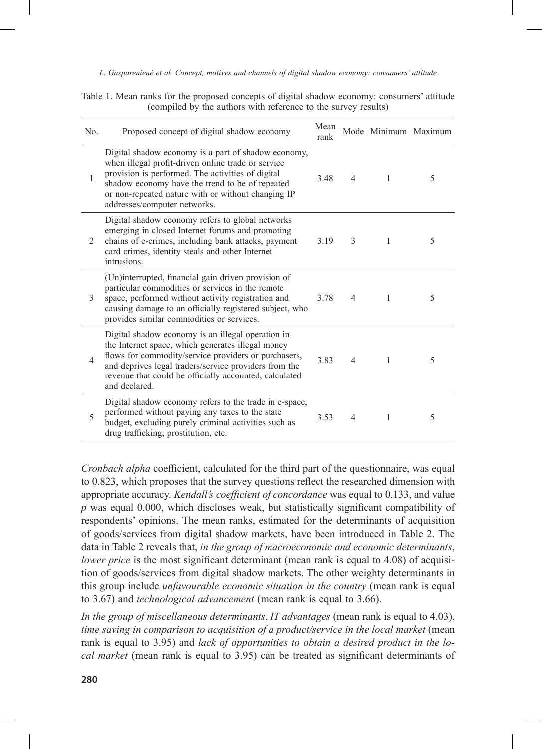Table 1. Mean ranks for the proposed concepts of digital shadow economy: consumers' attitude (compiled by the authors with reference to the survey results)

| No. | Proposed concept of digital shadow economy | Mean rank | Mode | Minimum | Maximum |
|---|---|---|---|---|---|
| 1 | Digital shadow economy is a part of shadow economy, when illegal profit-driven online trade or service provision is performed. The activities of digital shadow economy have the trend to be of repeated or non-repeated nature with or without changing IP addresses/computer networks. | 3.48 | 4 | 1 | 5 |
| 2 | Digital shadow economy refers to global networks emerging in closed Internet forums and promoting chains of e-crimes, including bank attacks, payment card crimes, identity steals and other Internet intrusions. | 3.19 | 3 | 1 | 5 |
| 3 | (Un)interrupted, financial gain driven provision of particular commodities or services in the remote space, performed without activity registration and causing damage to an officially registered subject, who provides similar commodities or services. | 3.78 | 4 | 1 | 5 |
| 4 | Digital shadow economy is an illegal operation in the Internet space, which generates illegal money flows for commodity/service providers or purchasers, and deprives legal traders/service providers from the revenue that could be officially accounted, calculated and declared. | 3.83 | 4 | 1 | 5 |
| 5 | Digital shadow economy refers to the trade in e-space, performed without paying any taxes to the state budget, excluding purely criminal activities such as drug trafficking, prostitution, etc. | 3.53 | 4 | 1 | 5 |

*Cronbach alpha* coefficient, calculated for the third part of the questionnaire, was equal to 0.823, which proposes that the survey questions reflect the researched dimension with appropriate accuracy. *Kendall's coefficient of concordance* was equal to 0.133, and value $p$ was equal 0.000, which discloses weak, but statistically significant compatibility of respondents' opinions. The mean ranks, estimated for the determinants of acquisition of goods/services from digital shadow markets, have been introduced in Table 2. The data in Table 2 reveals that, *in the group of macroeconomic and economic determinants*, *lower price* is the most significant determinant (mean rank is equal to 4.08) of acquisition of goods/services from digital shadow markets. The other weighty determinants in this group include *unfavourable economic situation in the country* (mean rank is equal to 3.67) and *technological advancement* (mean rank is equal to 3.66).

*In the group of miscellaneous determinants*, *IT advantages* (mean rank is equal to 4.03), *time saving in comparison to acquisition of a product/service in the local market* (mean rank is equal to 3.95) and *lack of opportunities to obtain a desired product in the local market* (mean rank is equal to 3.95) can be treated as significant determinants of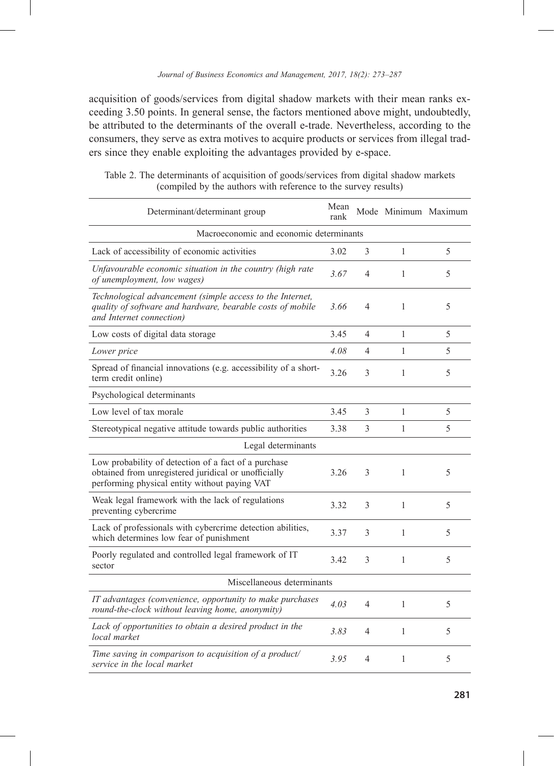acquisition of goods/services from digital shadow markets with their mean ranks exceeding 3.50 points. In general sense, the factors mentioned above might, undoubtedly, be attributed to the determinants of the overall e-trade. Nevertheless, according to the consumers, they serve as extra motives to acquire products or services from illegal traders since they enable exploiting the advantages provided by e-space.

Table 2. The determinants of acquisition of goods/services from digital shadow markets (compiled by the authors with reference to the survey results)

| Determinant/determinant group | Mean rank | Mode | Minimum | Maximum |
|---|---|---|---|---|
| Macroeconomic and economic determinants | | | | |
| Lack of accessibility of economic activities | 3.02 | 3 | 1 | 5 |
| *Unfavourable economic situation in the country (high rate of unemployment, low wages)* | *3.67* | 4 | 1 | 5 |
| *Technological advancement (simple access to the Internet, quality of software and hardware, bearable costs of mobile and Internet connection)* | *3.66* | 4 | 1 | 5 |
| Low costs of digital data storage | 3.45 | 4 | 1 | 5 |
| *Lower price* | *4.08* | 4 | 1 | 5 |
| Spread of financial innovations (e.g. accessibility of a short-term credit online) | 3.26 | 3 | 1 | 5 |
| Psychological determinants | | | | |
| Low level of tax morale | 3.45 | 3 | 1 | 5 |
| Stereotypical negative attitude towards public authorities | 3.38 | 3 | 1 | 5 |
| Legal determinants | | | | |
| Low probability of detection of a fact of a purchase obtained from unregistered juridical or unofficially performing physical entity without paying VAT | 3.26 | 3 | 1 | 5 |
| Weak legal framework with the lack of regulations preventing cybercrime | 3.32 | 3 | 1 | 5 |
| Lack of professionals with cybercrime detection abilities, which determines low fear of punishment | 3.37 | 3 | 1 | 5 |
| Poorly regulated and controlled legal framework of IT sector | 3.42 | 3 | 1 | 5 |
| Miscellaneous determinants | | | | |
| *IT advantages (convenience, opportunity to make purchases round-the-clock without leaving home, anonymity)* | *4.03* | 4 | 1 | 5 |
| *Lack of opportunities to obtain a desired product in the local market* | *3.83* | 4 | 1 | 5 |
| *Time saving in comparison to acquisition of a product/service in the local market* | *3.95* | 4 | 1 | 5 |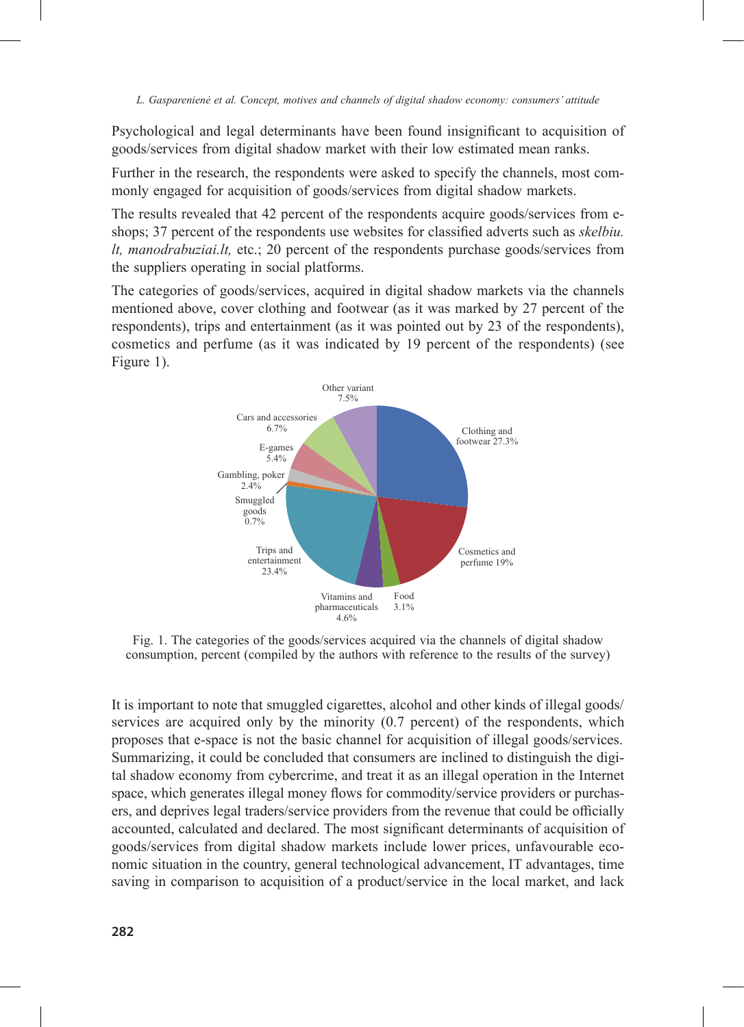Psychological and legal determinants have been found insignificant to acquisition of goods/services from digital shadow market with their low estimated mean ranks.

Further in the research, the respondents were asked to specify the channels, most commonly engaged for acquisition of goods/services from digital shadow markets.

The results revealed that 42 percent of the respondents acquire goods/services from e-shops; 37 percent of the respondents use websites for classified adverts such as *skelbiu.lt, manodrabuziai.lt,* etc.; 20 percent of the respondents purchase goods/services from the suppliers operating in social platforms.

The categories of goods/services, acquired in digital shadow markets via the channels mentioned above, cover clothing and footwear (as it was marked by 27 percent of the respondents), trips and entertainment (as it was pointed out by 23 of the respondents), cosmetics and perfume (as it was indicated by 19 percent of the respondents) (see Figure 1).

Fig. 1. The categories of the goods/services acquired via the channels of digital shadow consumption, percent (compiled by the authors with reference to the results of the survey)

It is important to note that smuggled cigarettes, alcohol and other kinds of illegal goods/services are acquired only by the minority (0.7 percent) of the respondents, which proposes that e-space is not the basic channel for acquisition of illegal goods/services. Summarizing, it could be concluded that consumers are inclined to distinguish the digital shadow economy from cybercrime, and treat it as an illegal operation in the Internet space, which generates illegal money flows for commodity/service providers or purchasers, and deprives legal traders/service providers from the revenue that could be officially accounted, calculated and declared. The most significant determinants of acquisition of goods/services from digital shadow markets include lower prices, unfavourable economic situation in the country, general technological advancement, IT advantages, time saving in comparison to acquisition of a product/service in the local market, and lack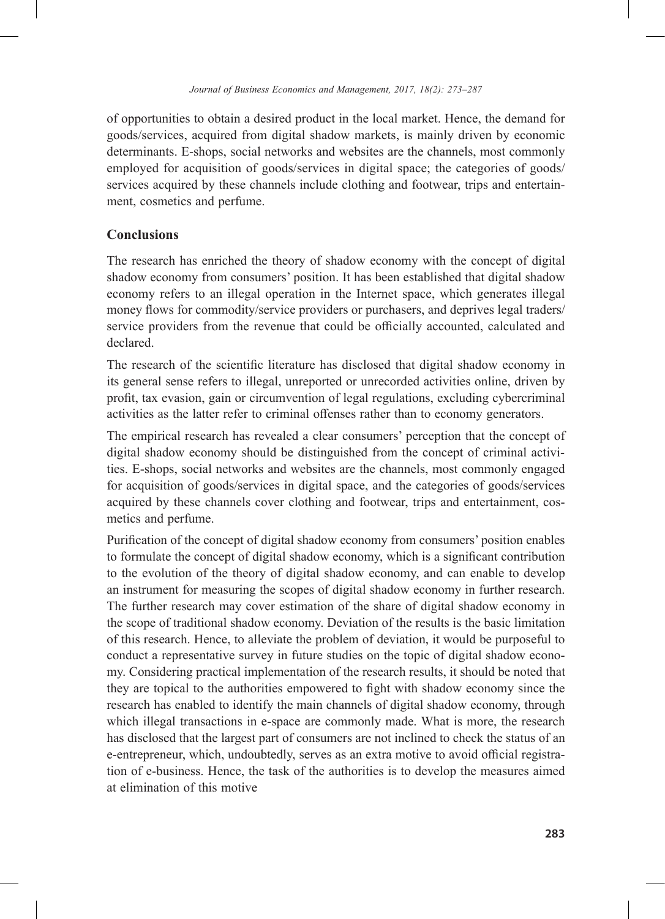of opportunities to obtain a desired product in the local market. Hence, the demand for goods/services, acquired from digital shadow markets, is mainly driven by economic determinants. E-shops, social networks and websites are the channels, most commonly employed for acquisition of goods/services in digital space; the categories of goods/services acquired by these channels include clothing and footwear, trips and entertainment, cosmetics and perfume.

## Conclusions

The research has enriched the theory of shadow economy with the concept of digital shadow economy from consumers' position. It has been established that digital shadow economy refers to an illegal operation in the Internet space, which generates illegal money flows for commodity/service providers or purchasers, and deprives legal traders/service providers from the revenue that could be officially accounted, calculated and declared.

The research of the scientific literature has disclosed that digital shadow economy in its general sense refers to illegal, unreported or unrecorded activities online, driven by profit, tax evasion, gain or circumvention of legal regulations, excluding cybercriminal activities as the latter refer to criminal offenses rather than to economy generators.

The empirical research has revealed a clear consumers' perception that the concept of digital shadow economy should be distinguished from the concept of criminal activities. E-shops, social networks and websites are the channels, most commonly engaged for acquisition of goods/services in digital space, and the categories of goods/services acquired by these channels cover clothing and footwear, trips and entertainment, cosmetics and perfume.

Purification of the concept of digital shadow economy from consumers' position enables to formulate the concept of digital shadow economy, which is a significant contribution to the evolution of the theory of digital shadow economy, and can enable to develop an instrument for measuring the scopes of digital shadow economy in further research. The further research may cover estimation of the share of digital shadow economy in the scope of traditional shadow economy. Deviation of the results is the basic limitation of this research. Hence, to alleviate the problem of deviation, it would be purposeful to conduct a representative survey in future studies on the topic of digital shadow economy. Considering practical implementation of the research results, it should be noted that they are topical to the authorities empowered to fight with shadow economy since the research has enabled to identify the main channels of digital shadow economy, through which illegal transactions in e-space are commonly made. What is more, the research has disclosed that the largest part of consumers are not inclined to check the status of an e-entrepreneur, which, undoubtedly, serves as an extra motive to avoid official registration of e-business. Hence, the task of the authorities is to develop the measures aimed at elimination of this motive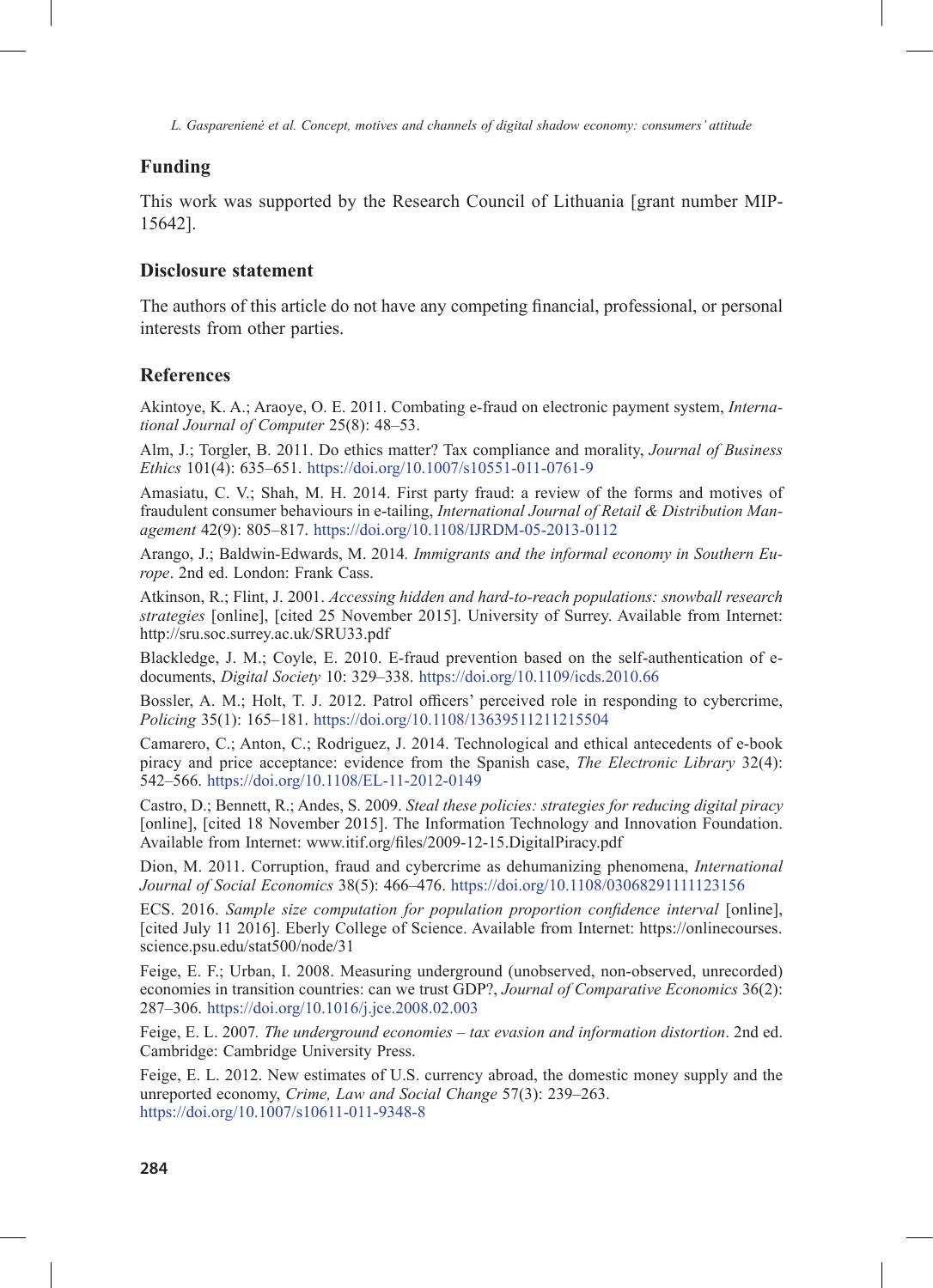## Funding

This work was supported by the Research Council of Lithuania [grant number MIP-15642].

## Disclosure statement

The authors of this article do not have any competing financial, professional, or personal interests from other parties.

## References

Akintoye, K. A.; Araoye, O. E. 2011. Combating e-fraud on electronic payment system, *International Journal of Computer* 25(8): 48–53.

Alm, J.; Torgler, B. 2011. Do ethics matter? Tax compliance and morality, *Journal of Business Ethics* 101(4): 635–651. https://doi.org/10.1007/s10551-011-0761-9

Amasiatu, C. V.; Shah, M. H. 2014. First party fraud: a review of the forms and motives of fraudulent consumer behaviours in e-tailing, *International Journal of Retail & Distribution Management* 42(9): 805–817. https://doi.org/10.1108/IJRDM-05-2013-0112

Arango, J.; Baldwin-Edwards, M. 2014*. Immigrants and the informal economy in Southern Europe*. 2nd ed. London: Frank Cass.

Atkinson, R.; Flint, J. 2001. *Accessing hidden and hard-to-reach populations: snowball research strategies* [online], [cited 25 November 2015]. University of Surrey. Available from Internet: http://sru.soc.surrey.ac.uk/SRU33.pdf

Blackledge, J. M.; Coyle, E. 2010. E-fraud prevention based on the self-authentication of e-documents, *Digital Society* 10: 329–338. https://doi.org/10.1109/icds.2010.66

Bossler, A. M.; Holt, T. J. 2012. Patrol officers' perceived role in responding to cybercrime, *Policing* 35(1): 165–181. https://doi.org/10.1108/13639511211215504

Camarero, C.; Anton, C.; Rodriguez, J. 2014. Technological and ethical antecedents of e-book piracy and price acceptance: evidence from the Spanish case, *The Electronic Library* 32(4): 542–566. https://doi.org/10.1108/EL-11-2012-0149

Castro, D.; Bennett, R.; Andes, S. 2009. *Steal these policies: strategies for reducing digital piracy* [online], [cited 18 November 2015]. The Information Technology and Innovation Foundation. Available from Internet: www.itif.org/files/2009-12-15.DigitalPiracy.pdf

Dion, M. 2011. Corruption, fraud and cybercrime as dehumanizing phenomena, *International Journal of Social Economics* 38(5): 466–476. https://doi.org/10.1108/03068291111123156

ECS. 2016. *Sample size computation for population proportion confidence interval* [online], [cited July 11 2016]. Eberly College of Science. Available from Internet: https://onlinecourses.science.psu.edu/stat500/node/31

Feige, E. F.; Urban, I. 2008. Measuring underground (unobserved, non-observed, unrecorded) economies in transition countries: can we trust GDP?, *Journal of Comparative Economics* 36(2): 287–306. https://doi.org/10.1016/j.jce.2008.02.003

Feige, E. L. 2007*. The underground economies – tax evasion and information distortion*. 2nd ed. Cambridge: Cambridge University Press.

Feige, E. L. 2012. New estimates of U.S. currency abroad, the domestic money supply and the unreported economy, *Crime, Law and Social Change* 57(3): 239–263. https://doi.org/10.1007/s10611-011-9348-8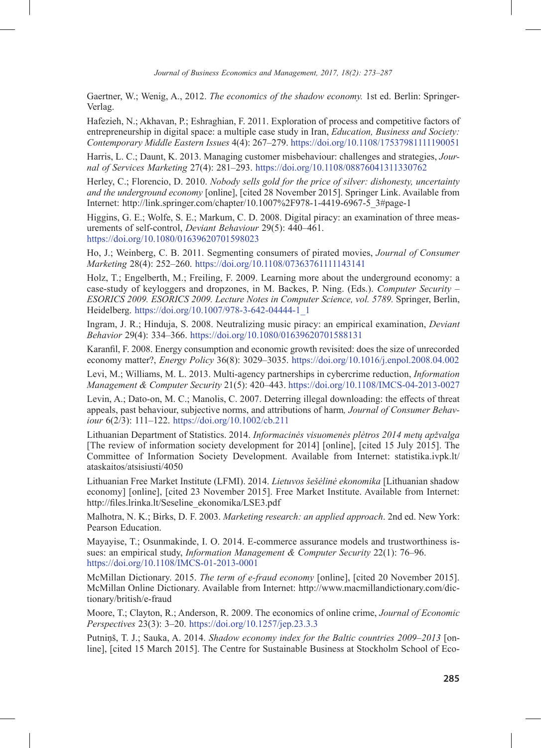Gaertner, W.; Wenig, A., 2012. *The economics of the shadow economy.* 1st ed. Berlin: Springer-Verlag.

Hafezieh, N.; Akhavan, P.; Eshraghian, F. 2011. Exploration of process and competitive factors of entrepreneurship in digital space: a multiple case study in Iran, *Education, Business and Society: Contemporary Middle Eastern Issues* 4(4): 267–279. https://doi.org/10.1108/17537981111190051

Harris, L. C.; Daunt, K. 2013. Managing customer misbehaviour: challenges and strategies, *Journal of Services Marketing* 27(4): 281–293. https://doi.org/10.1108/08876041311330762

Herley, C.; Florencio, D. 2010. *Nobody sells gold for the price of silver: dishonesty, uncertainty and the underground economy* [online], [cited 28 November 2015]. Springer Link. Available from Internet: http://link.springer.com/chapter/10.1007%2F978-1-4419-6967-5_3#page-1

Higgins, G. E.; Wolfe, S. E.; Markum, C. D. 2008. Digital piracy: an examination of three measurements of self-control, *Deviant Behaviour* 29(5): 440–461. https://doi.org/10.1080/01639620701598023

Ho, J.; Weinberg, C. B. 2011. Segmenting consumers of pirated movies, *Journal of Consumer Marketing* 28(4): 252–260. https://doi.org/10.1108/07363761111143141

Holz, T.; Engelberth, M.; Freiling, F. 2009. Learning more about the underground economy: a case-study of keyloggers and dropzones, in M. Backes, P. Ning. (Eds.). *Computer Security – ESORICS 2009. ESORICS 2009. Lecture Notes in Computer Science, vol. 5789.* Springer, Berlin, Heidelberg. https://doi.org/10.1007/978-3-642-04444-1_1

Ingram, J. R.; Hinduja, S. 2008. Neutralizing music piracy: an empirical examination, *Deviant Behavior* 29(4): 334–366. https://doi.org/10.1080/01639620701588131

Karanfil, F. 2008. Energy consumption and economic growth revisited: does the size of unrecorded economy matter?, *Energy Policy* 36(8): 3029–3035. https://doi.org/10.1016/j.enpol.2008.04.002

Levi, M.; Williams, M. L. 2013. Multi-agency partnerships in cybercrime reduction, *Information Management & Computer Security* 21(5): 420–443. https://doi.org/10.1108/IMCS-04-2013-0027

Levin, A.; Dato-on, M. C.; Manolis, C. 2007. Deterring illegal downloading: the effects of threat appeals, past behaviour, subjective norms, and attributions of harm, *Journal of Consumer Behaviour* 6(2/3): 111–122. https://doi.org/10.1002/cb.211

Lithuanian Department of Statistics. 2014. *Informacinės visuomenės plėtros 2014 metų apžvalga* [The review of information society development for 2014] [online], [cited 15 July 2015]. The Committee of Information Society Development. Available from Internet: statistika.ivpk.lt/ataskaitos/atsisiusti/4050

Lithuanian Free Market Institute (LFMI). 2014. *Lietuvos šešėlinė ekonomika* [Lithuanian shadow economy] [online], [cited 23 November 2015]. Free Market Institute. Available from Internet: http://files.lrinka.lt/Seseline_ekonomika/LSE3.pdf

Malhotra, N. K.; Birks, D. F. 2003. *Marketing research: an applied approach*. 2nd ed. New York: Pearson Education.

Mayayise, T.; Osunmakinde, I. O. 2014. E-commerce assurance models and trustworthiness issues: an empirical study, *Information Management & Computer Security* 22(1): 76–96. https://doi.org/10.1108/IMCS-01-2013-0001

McMillan Dictionary. 2015. *The term of e-fraud economy* [online], [cited 20 November 2015]. McMillan Online Dictionary. Available from Internet: http://www.macmillandictionary.com/dictionary/british/e-fraud

Moore, T.; Clayton, R.; Anderson, R. 2009. The economics of online crime, *Journal of Economic Perspectives* 23(3): 3–20. https://doi.org/10.1257/jep.23.3.3

Putniņš, T. J.; Sauka, A. 2014. *Shadow economy index for the Baltic countries 2009–2013* [online], [cited 15 March 2015]. The Centre for Sustainable Business at Stockholm School of Eco-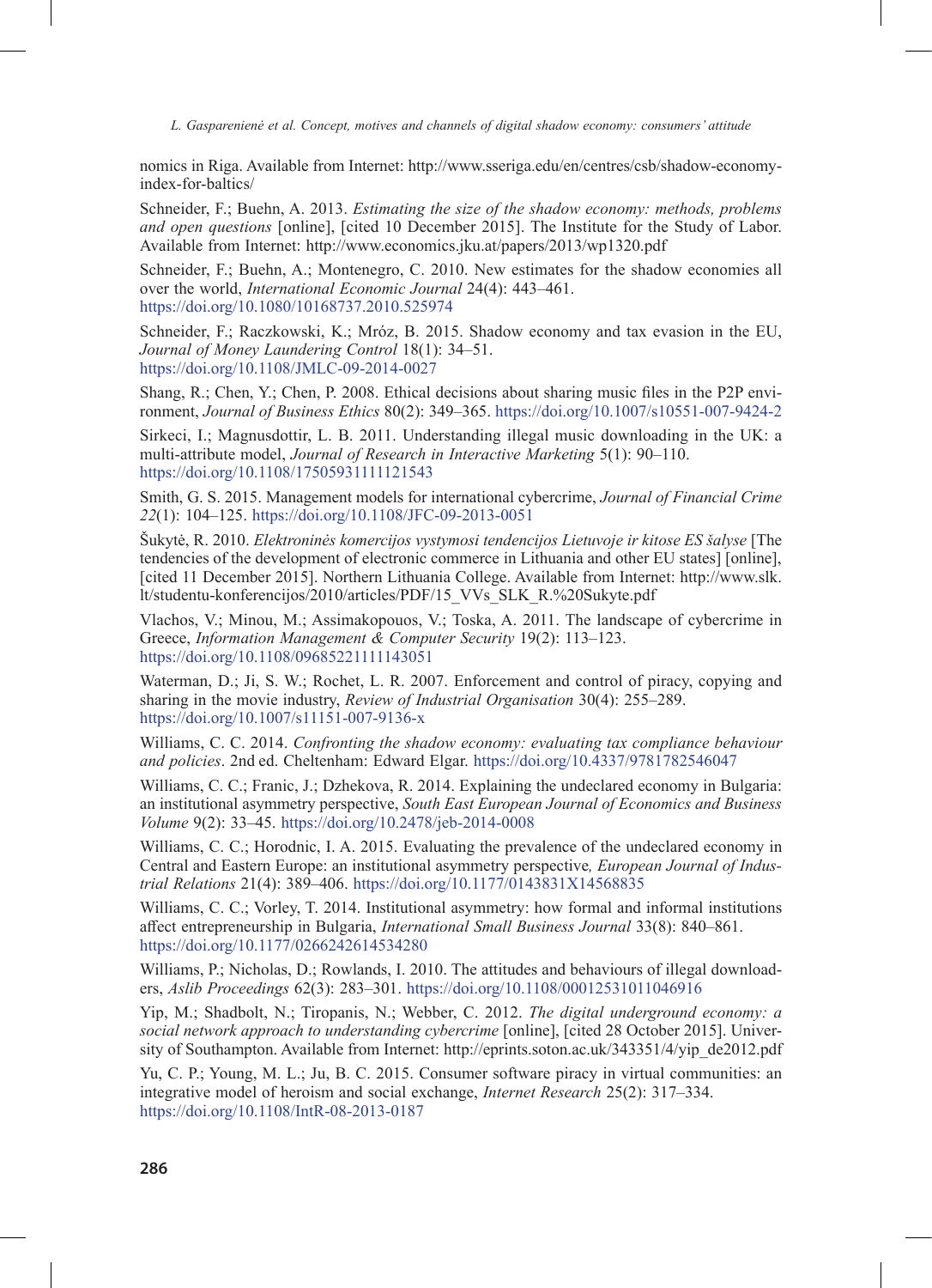nomics in Riga. Available from Internet: http://www.sseriga.edu/en/centres/csb/shadow-economy-index-for-baltics/

Schneider, F.; Buehn, A. 2013. *Estimating the size of the shadow economy: methods, problems and open questions* [online], [cited 10 December 2015]. The Institute for the Study of Labor. Available from Internet: http://www.economics.jku.at/papers/2013/wp1320.pdf

Schneider, F.; Buehn, A.; Montenegro, C. 2010. New estimates for the shadow economies all over the world, *International Economic Journal* 24(4): 443–461. https://doi.org/10.1080/10168737.2010.525974

Schneider, F.; Raczkowski, K.; Mróz, B. 2015. Shadow economy and tax evasion in the EU, *Journal of Money Laundering Control* 18(1): 34–51. https://doi.org/10.1108/JMLC-09-2014-0027

Shang, R.; Chen, Y.; Chen, P. 2008. Ethical decisions about sharing music files in the P2P environment, *Journal of Business Ethics* 80(2): 349–365. https://doi.org/10.1007/s10551-007-9424-2

Sirkeci, I.; Magnusdottir, L. B. 2011. Understanding illegal music downloading in the UK: a multi-attribute model, *Journal of Research in Interactive Marketing* 5(1): 90–110. https://doi.org/10.1108/17505931111121543

Smith, G. S. 2015. Management models for international cybercrime, *Journal of Financial Crime 22*(1): 104–125. https://doi.org/10.1108/JFC-09-2013-0051

Šukytė, R. 2010. *Elektroninės komercijos vystymosi tendencijos Lietuvoje ir kitose ES šalyse* [The tendencies of the development of electronic commerce in Lithuania and other EU states] [online], [cited 11 December 2015]. Northern Lithuania College. Available from Internet: http://www.slk.lt/studentu-konferencijos/2010/articles/PDF/15_VVs_SLK_R.%20Sukyte.pdf

Vlachos, V.; Minou, M.; Assimakopouos, V.; Toska, A. 2011. The landscape of cybercrime in Greece, *Information Management & Computer Security* 19(2): 113–123. https://doi.org/10.1108/09685221111143051

Waterman, D.; Ji, S. W.; Rochet, L. R. 2007. Enforcement and control of piracy, copying and sharing in the movie industry, *Review of Industrial Organisation* 30(4): 255–289. https://doi.org/10.1007/s11151-007-9136-x

Williams, C. C. 2014. *Confronting the shadow economy: evaluating tax compliance behaviour and policies*. 2nd ed. Cheltenham: Edward Elgar. https://doi.org/10.4337/9781782546047

Williams, C. C.; Franic, J.; Dzhekova, R. 2014. Explaining the undeclared economy in Bulgaria: an institutional asymmetry perspective, *South East European Journal of Economics and Business Volume* 9(2): 33–45. https://doi.org/10.2478/jeb-2014-0008

Williams, C. C.; Horodnic, I. A. 2015. Evaluating the prevalence of the undeclared economy in Central and Eastern Europe: an institutional asymmetry perspective, *European Journal of Industrial Relations* 21(4): 389–406. https://doi.org/10.1177/0143831X14568835

Williams, C. C.; Vorley, T. 2014. Institutional asymmetry: how formal and informal institutions affect entrepreneurship in Bulgaria, *International Small Business Journal* 33(8): 840–861. https://doi.org/10.1177/0266242614534280

Williams, P.; Nicholas, D.; Rowlands, I. 2010. The attitudes and behaviours of illegal downloaders, *Aslib Proceedings* 62(3): 283–301. https://doi.org/10.1108/00012531011046916

Yip, M.; Shadbolt, N.; Tiropanis, N.; Webber, C. 2012. *The digital underground economy: a social network approach to understanding cybercrime* [online], [cited 28 October 2015]. University of Southampton. Available from Internet: http://eprints.soton.ac.uk/343351/4/yip_de2012.pdf

Yu, C. P.; Young, M. L.; Ju, B. C. 2015. Consumer software piracy in virtual communities: an integrative model of heroism and social exchange, *Internet Research* 25(2): 317–334. https://doi.org/10.1108/IntR-08-2013-0187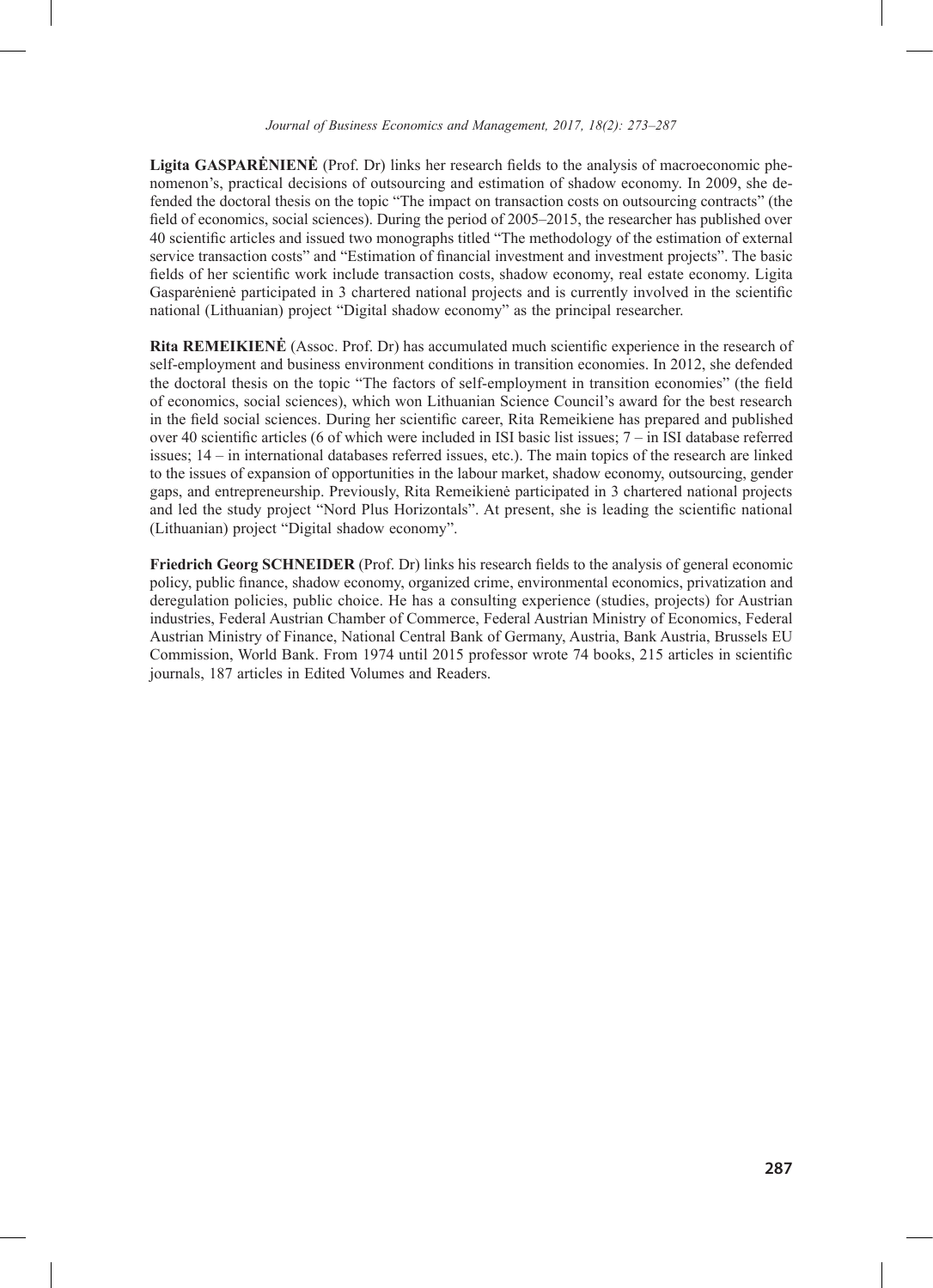**Ligita GASPARĖNIENĖ** (Prof. Dr) links her research fields to the analysis of macroeconomic phenomenon's, practical decisions of outsourcing and estimation of shadow economy. In 2009, she defended the doctoral thesis on the topic "The impact on transaction costs on outsourcing contracts" (the field of economics, social sciences). During the period of 2005–2015, the researcher has published over 40 scientific articles and issued two monographs titled "The methodology of the estimation of external service transaction costs" and "Estimation of financial investment and investment projects". The basic fields of her scientific work include transaction costs, shadow economy, real estate economy. Ligita Gasparėnienė participated in 3 chartered national projects and is currently involved in the scientific national (Lithuanian) project "Digital shadow economy" as the principal researcher.

**Rita REMEIKIENĖ** (Assoc. Prof. Dr) has accumulated much scientific experience in the research of self-employment and business environment conditions in transition economies. In 2012, she defended the doctoral thesis on the topic "The factors of self-employment in transition economies" (the field of economics, social sciences), which won Lithuanian Science Council's award for the best research in the field social sciences. During her scientific career, Rita Remeikiene has prepared and published over 40 scientific articles (6 of which were included in ISI basic list issues; 7 – in ISI database referred issues; 14 – in international databases referred issues, etc.). The main topics of the research are linked to the issues of expansion of opportunities in the labour market, shadow economy, outsourcing, gender gaps, and entrepreneurship. Previously, Rita Remeikienė participated in 3 chartered national projects and led the study project "Nord Plus Horizontals". At present, she is leading the scientific national (Lithuanian) project "Digital shadow economy".

**Friedrich Georg SCHNEIDER** (Prof. Dr) links his research fields to the analysis of general economic policy, public finance, shadow economy, organized crime, environmental economics, privatization and deregulation policies, public choice. He has a consulting experience (studies, projects) for Austrian industries, Federal Austrian Chamber of Commerce, Federal Austrian Ministry of Economics, Federal Austrian Ministry of Finance, National Central Bank of Germany, Austria, Bank Austria, Brussels EU Commission, World Bank. From 1974 until 2015 professor wrote 74 books, 215 articles in scientific journals, 187 articles in Edited Volumes and Readers.